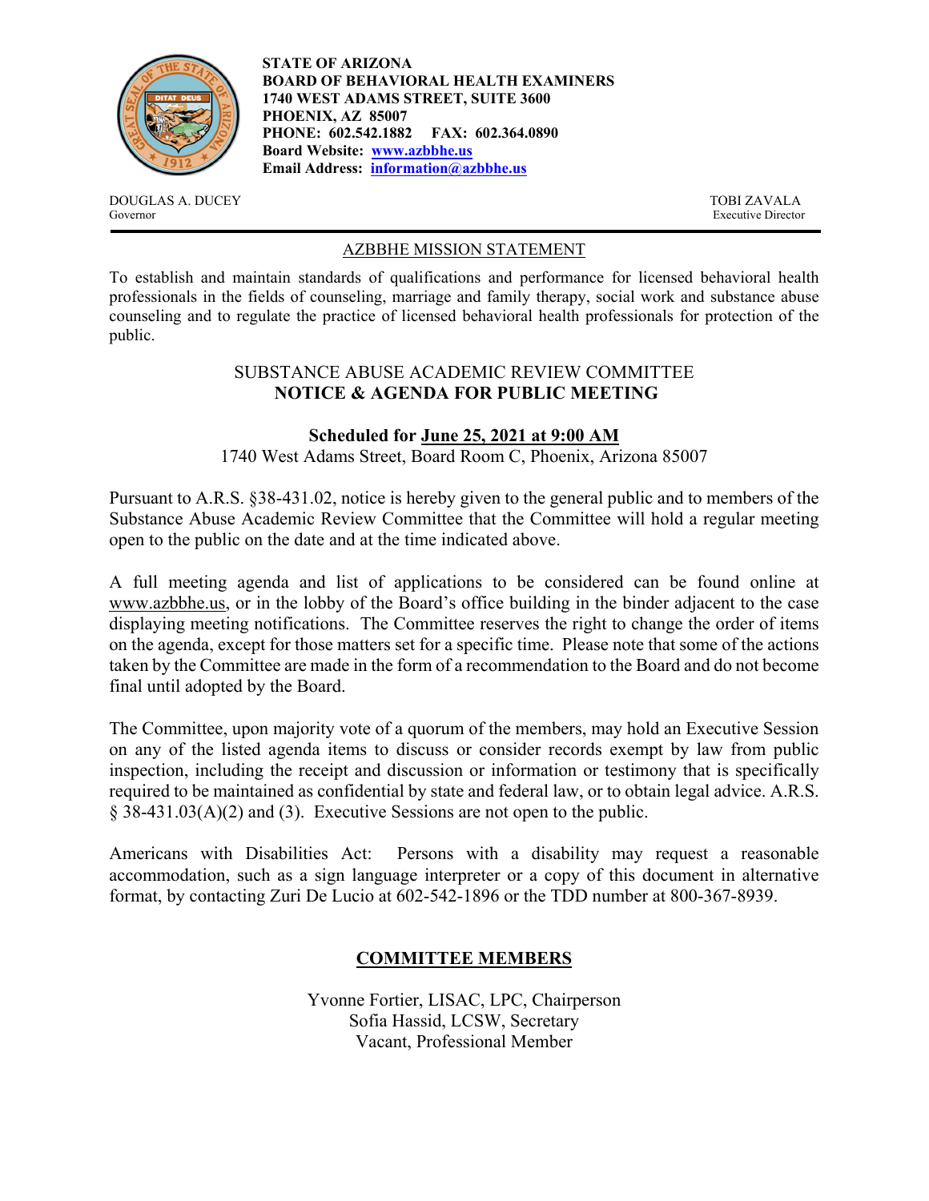**STATE OF ARIZONA**
**BOARD OF BEHAVIORAL HEALTH EXAMINERS**
**1740 WEST ADAMS STREET, SUITE 3600**
**PHOENIX, AZ 85007**
**PHONE: 602.542.1882 FAX: 602.364.0890**
**Board Website: www.azbbhe.us**
**Email Address: information@azbbhe.us**

DOUGLAS A. DUCEY
Governor

TOBI ZAVALA
Executive Director

## AZBBHE MISSION STATEMENT

To establish and maintain standards of qualifications and performance for licensed behavioral health professionals in the fields of counseling, marriage and family therapy, social work and substance abuse counseling and to regulate the practice of licensed behavioral health professionals for protection of the public.

## SUBSTANCE ABUSE ACADEMIC REVIEW COMMITTEE
## NOTICE & AGENDA FOR PUBLIC MEETING

### Scheduled for June 25, 2021 at 9:00 AM

1740 West Adams Street, Board Room C, Phoenix, Arizona 85007

Pursuant to A.R.S. §38-431.02, notice is hereby given to the general public and to members of the Substance Abuse Academic Review Committee that the Committee will hold a regular meeting open to the public on the date and at the time indicated above.

A full meeting agenda and list of applications to be considered can be found online at www.azbbhe.us, or in the lobby of the Board's office building in the binder adjacent to the case displaying meeting notifications. The Committee reserves the right to change the order of items on the agenda, except for those matters set for a specific time. Please note that some of the actions taken by the Committee are made in the form of a recommendation to the Board and do not become final until adopted by the Board.

The Committee, upon majority vote of a quorum of the members, may hold an Executive Session on any of the listed agenda items to discuss or consider records exempt by law from public inspection, including the receipt and discussion or information or testimony that is specifically required to be maintained as confidential by state and federal law, or to obtain legal advice. A.R.S. § 38-431.03(A)(2) and (3). Executive Sessions are not open to the public.

Americans with Disabilities Act: Persons with a disability may request a reasonable accommodation, such as a sign language interpreter or a copy of this document in alternative format, by contacting Zuri De Lucio at 602-542-1896 or the TDD number at 800-367-8939.

## COMMITTEE MEMBERS

Yvonne Fortier, LISAC, LPC, Chairperson
Sofia Hassid, LCSW, Secretary
Vacant, Professional Member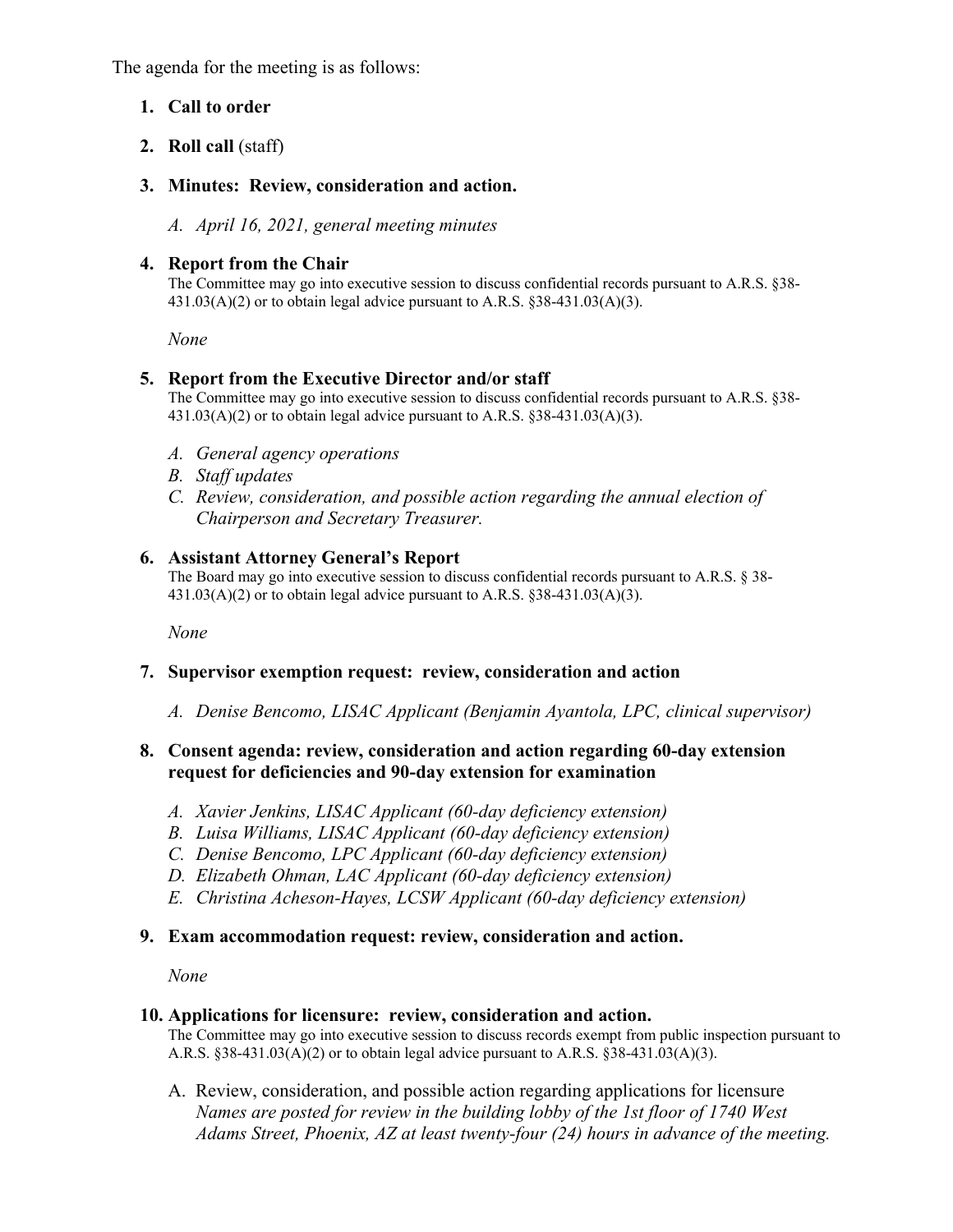The agenda for the meeting is as follows:

1. **Call to order**

2. **Roll call** (staff)

3. **Minutes: Review, consideration and action.**

   *A. April 16, 2021, general meeting minutes*

4. **Report from the Chair**
   The Committee may go into executive session to discuss confidential records pursuant to A.R.S. §38-431.03(A)(2) or to obtain legal advice pursuant to A.R.S. §38-431.03(A)(3).

   *None*

5. **Report from the Executive Director and/or staff**
   The Committee may go into executive session to discuss confidential records pursuant to A.R.S. §38-431.03(A)(2) or to obtain legal advice pursuant to A.R.S. §38-431.03(A)(3).

   *A. General agency operations*
   *B. Staff updates*
   *C. Review, consideration, and possible action regarding the annual election of Chairperson and Secretary Treasurer.*

6. **Assistant Attorney General's Report**
   The Board may go into executive session to discuss confidential records pursuant to A.R.S. § 38-431.03(A)(2) or to obtain legal advice pursuant to A.R.S. §38-431.03(A)(3).

   *None*

7. **Supervisor exemption request: review, consideration and action**

   *A. Denise Bencomo, LISAC Applicant (Benjamin Ayantola, LPC, clinical supervisor)*

8. **Consent agenda: review, consideration and action regarding 60-day extension request for deficiencies and 90-day extension for examination**

   *A. Xavier Jenkins, LISAC Applicant (60-day deficiency extension)*
   *B. Luisa Williams, LISAC Applicant (60-day deficiency extension)*
   *C. Denise Bencomo, LPC Applicant (60-day deficiency extension)*
   *D. Elizabeth Ohman, LAC Applicant (60-day deficiency extension)*
   *E. Christina Acheson-Hayes, LCSW Applicant (60-day deficiency extension)*

9. **Exam accommodation request: review, consideration and action.**

   *None*

10. **Applications for licensure: review, consideration and action.**
    The Committee may go into executive session to discuss records exempt from public inspection pursuant to A.R.S. §38-431.03(A)(2) or to obtain legal advice pursuant to A.R.S. §38-431.03(A)(3).

    A. Review, consideration, and possible action regarding applications for licensure
    *Names are posted for review in the building lobby of the 1st floor of 1740 West Adams Street, Phoenix, AZ at least twenty-four (24) hours in advance of the meeting.*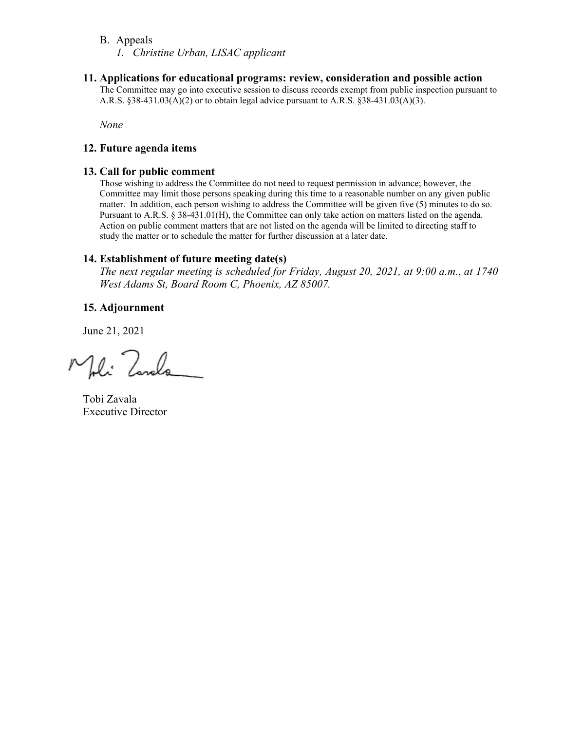B. Appeals
   1. *Christine Urban, LISAC applicant*

**11. Applications for educational programs: review, consideration and possible action**

The Committee may go into executive session to discuss records exempt from public inspection pursuant to A.R.S. §38-431.03(A)(2) or to obtain legal advice pursuant to A.R.S. §38-431.03(A)(3).

*None*

**12. Future agenda items**

**13. Call for public comment**

Those wishing to address the Committee do not need to request permission in advance; however, the Committee may limit those persons speaking during this time to a reasonable number on any given public matter. In addition, each person wishing to address the Committee will be given five (5) minutes to do so. Pursuant to A.R.S. § 38-431.01(H), the Committee can only take action on matters listed on the agenda. Action on public comment matters that are not listed on the agenda will be limited to directing staff to study the matter or to schedule the matter for further discussion at a later date.

**14. Establishment of future meeting date(s)**

*The next regular meeting is scheduled for Friday, August 20, 2021, at 9:00 a.m., at 1740 West Adams St, Board Room C, Phoenix, AZ 85007.*

**15. Adjournment**

June 21, 2021

Tobi Zavala
Executive Director